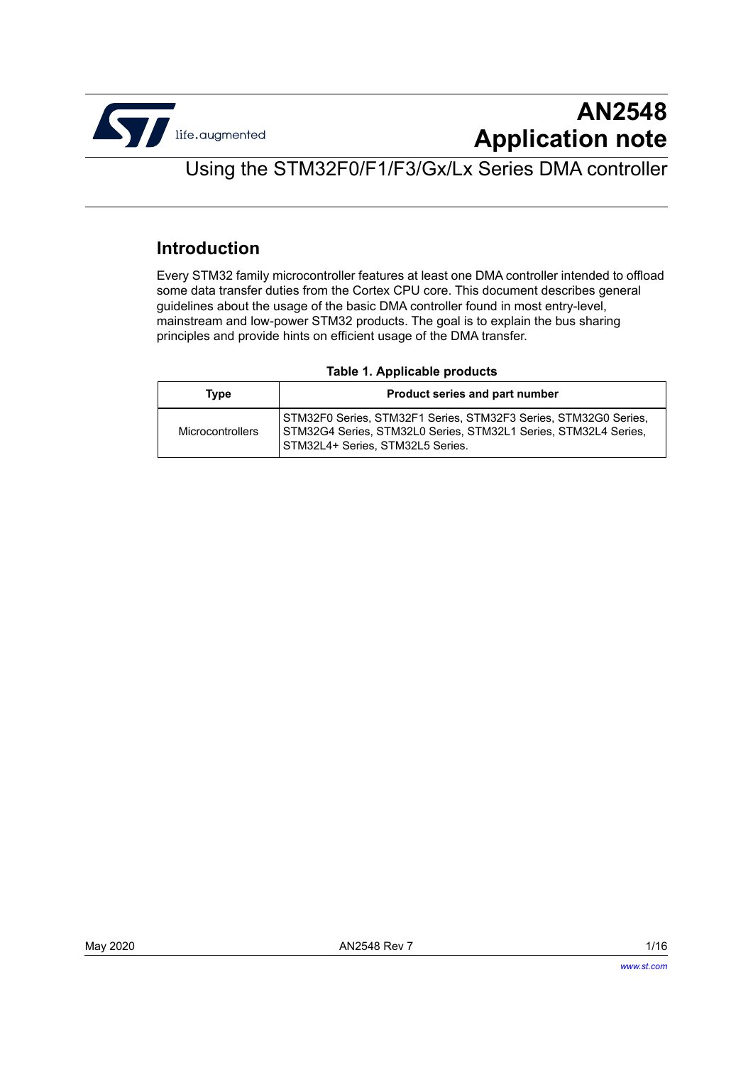# AN2548 Application note

## Using the STM32F0/F1/F3/Gx/Lx Series DMA controller

### Introduction

Every STM32 family microcontroller features at least one DMA controller intended to offload some data transfer duties from the Cortex CPU core. This document describes general guidelines about the usage of the basic DMA controller found in most entry-level, mainstream and low-power STM32 products. The goal is to explain the bus sharing principles and provide hints on efficient usage of the DMA transfer.

**Table 1. Applicable products**

| Type | Product series and part number |
| --- | --- |
| Microcontrollers | STM32F0 Series, STM32F1 Series, STM32F3 Series, STM32G0 Series, STM32G4 Series, STM32L0 Series, STM32L1 Series, STM32L4 Series, STM32L4+ Series, STM32L5 Series. |

May 2020 AN2548 Rev 7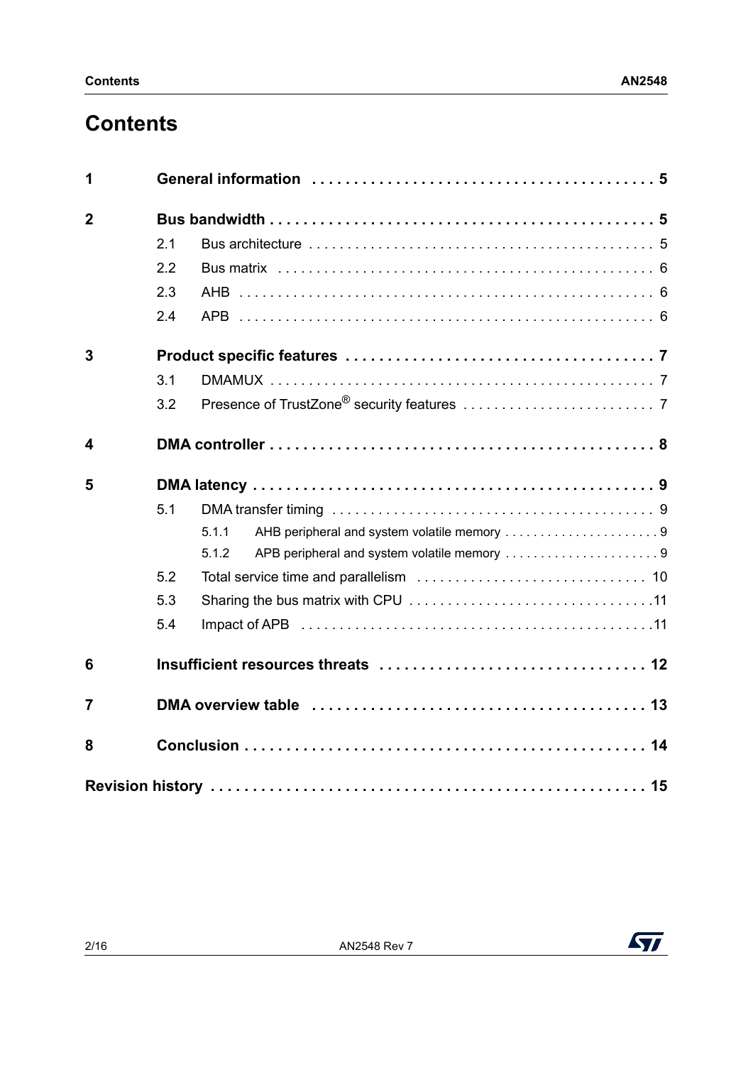# Contents

| | | |
|---|---|---|
| **1** | **General information** | **5** |
| **2** | **Bus bandwidth** | **5** |
| 2.1 | Bus architecture | 5 |
| 2.2 | Bus matrix | 6 |
| 2.3 | AHB | 6 |
| 2.4 | APB | 6 |
| **3** | **Product specific features** | **7** |
| 3.1 | DMAMUX | 7 |
| 3.2 | Presence of TrustZone® security features | 7 |
| **4** | **DMA controller** | **8** |
| **5** | **DMA latency** | **9** |
| 5.1 | DMA transfer timing | 9 |
| 5.1.1 | AHB peripheral and system volatile memory | 9 |
| 5.1.2 | APB peripheral and system volatile memory | 9 |
| 5.2 | Total service time and parallelism | 10 |
| 5.3 | Sharing the bus matrix with CPU | 11 |
| 5.4 | Impact of APB | 11 |
| **6** | **Insufficient resources threats** | **12** |
| **7** | **DMA overview table** | **13** |
| **8** | **Conclusion** | **14** |
| **Revision history** | | **15** |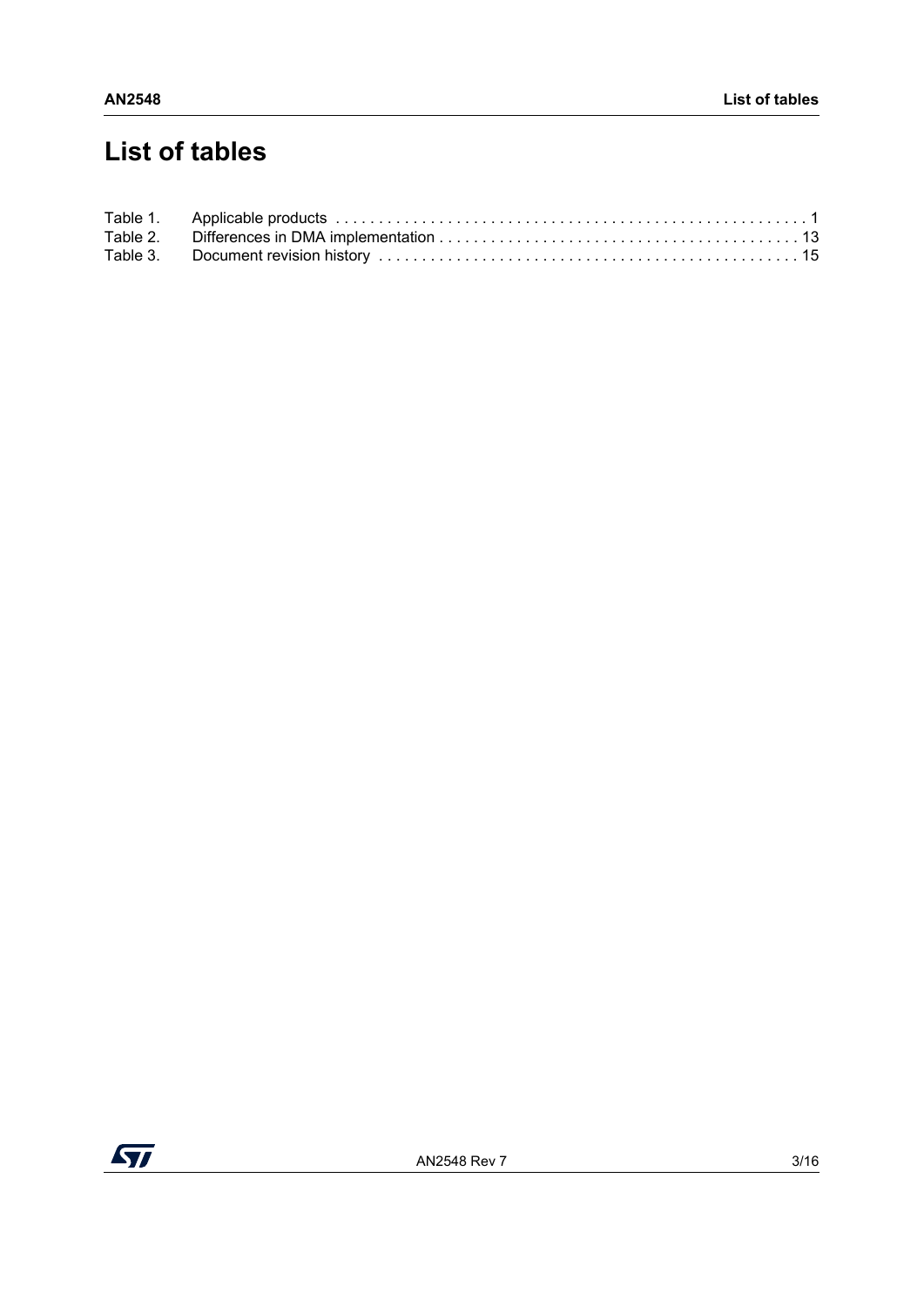# List of tables

Table 1. Applicable products . . . . . . . . . . . . . . . . . . . . . . . . . . . . . . . . . . . . . . . . . . . . . . . . . . . . . . 1
Table 2. Differences in DMA implementation . . . . . . . . . . . . . . . . . . . . . . . . . . . . . . . . . . . . . . . . . 13
Table 3. Document revision history . . . . . . . . . . . . . . . . . . . . . . . . . . . . . . . . . . . . . . . . . . . . . . . . 15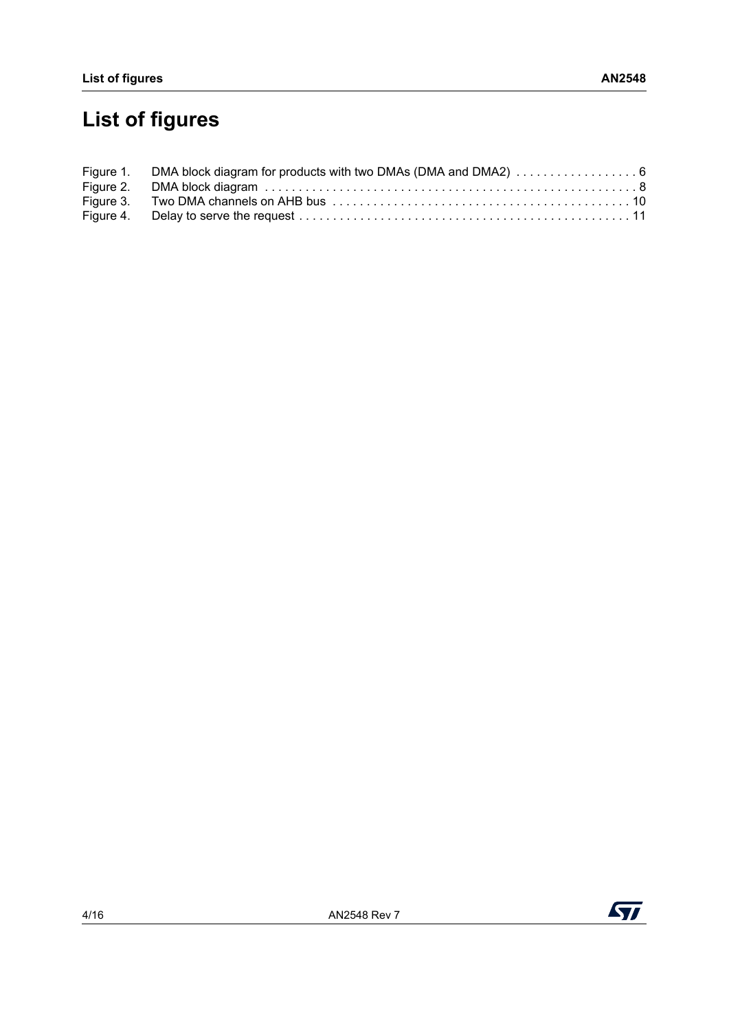# List of figures

Figure 1. DMA block diagram for products with two DMAs (DMA and DMA2) . . . . . . . . . . . . . . . . . 6
Figure 2. DMA block diagram . . . . . . . . . . . . . . . . . . . . . . . . . . . . . . . . . . . . . . . . . . . . . . . . . . . . . 8
Figure 3. Two DMA channels on AHB bus . . . . . . . . . . . . . . . . . . . . . . . . . . . . . . . . . . . . . . . . . . . 10
Figure 4. Delay to serve the request . . . . . . . . . . . . . . . . . . . . . . . . . . . . . . . . . . . . . . . . . . . . . . . . 11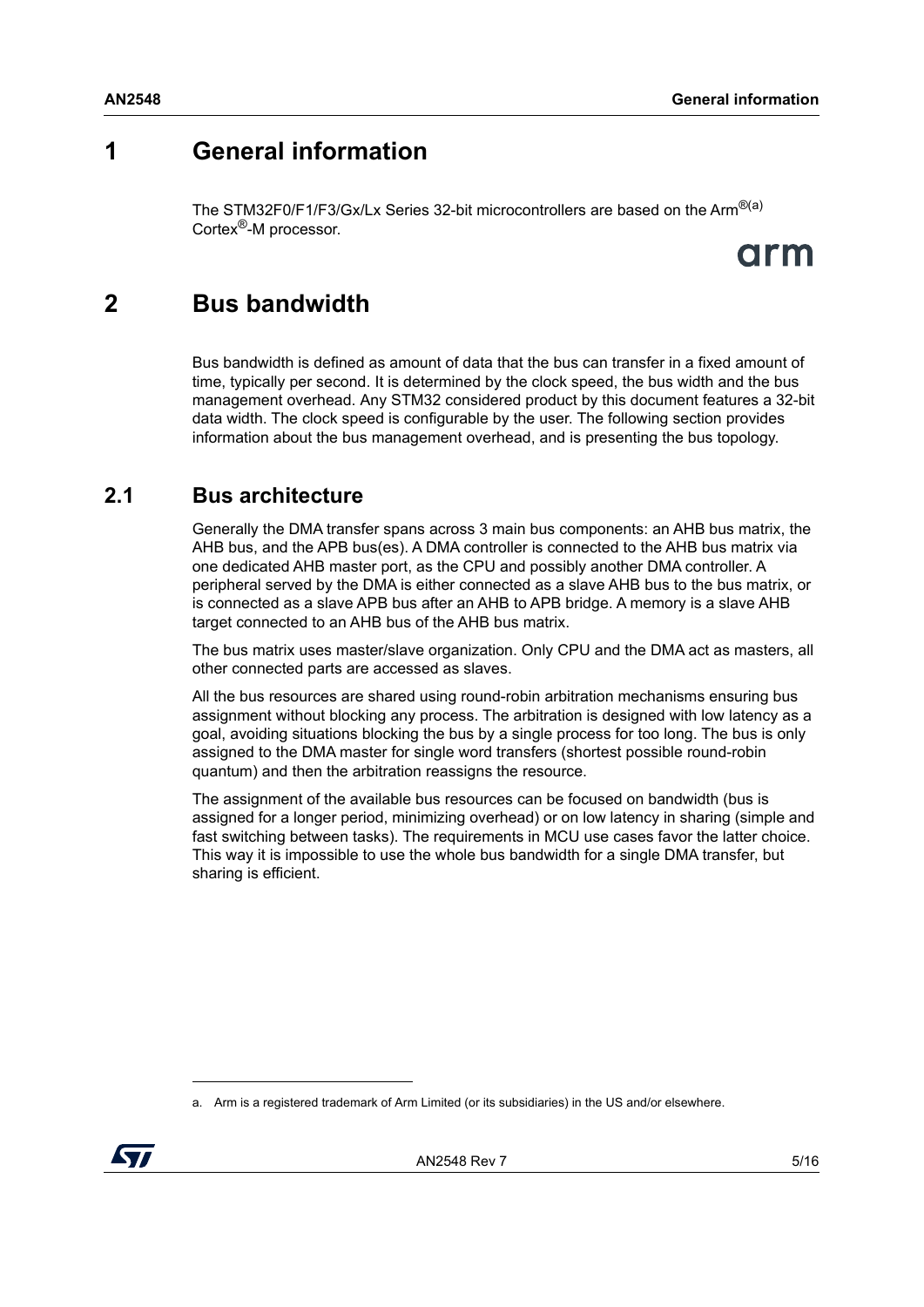# 1 General information

The STM32F0/F1/F3/Gx/Lx Series 32-bit microcontrollers are based on the Arm®[a] Cortex®-M processor.

# 2 Bus bandwidth

Bus bandwidth is defined as amount of data that the bus can transfer in a fixed amount of time, typically per second. It is determined by the clock speed, the bus width and the bus management overhead. Any STM32 considered product by this document features a 32-bit data width. The clock speed is configurable by the user. The following section provides information about the bus management overhead, and is presenting the bus topology.

## 2.1 Bus architecture

Generally the DMA transfer spans across 3 main bus components: an AHB bus matrix, the AHB bus, and the APB bus(es). A DMA controller is connected to the AHB bus matrix via one dedicated AHB master port, as the CPU and possibly another DMA controller. A peripheral served by the DMA is either connected as a slave AHB bus to the bus matrix, or is connected as a slave APB bus after an AHB to APB bridge. A memory is a slave AHB target connected to an AHB bus of the AHB bus matrix.

The bus matrix uses master/slave organization. Only CPU and the DMA act as masters, all other connected parts are accessed as slaves.

All the bus resources are shared using round-robin arbitration mechanisms ensuring bus assignment without blocking any process. The arbitration is designed with low latency as a goal, avoiding situations blocking the bus by a single process for too long. The bus is only assigned to the DMA master for single word transfers (shortest possible round-robin quantum) and then the arbitration reassigns the resource.

The assignment of the available bus resources can be focused on bandwidth (bus is assigned for a longer period, minimizing overhead) or on low latency in sharing (simple and fast switching between tasks). The requirements in MCU use cases favor the latter choice. This way it is impossible to use the whole bus bandwidth for a single DMA transfer, but sharing is efficient.

a. Arm is a registered trademark of Arm Limited (or its subsidiaries) in the US and/or elsewhere.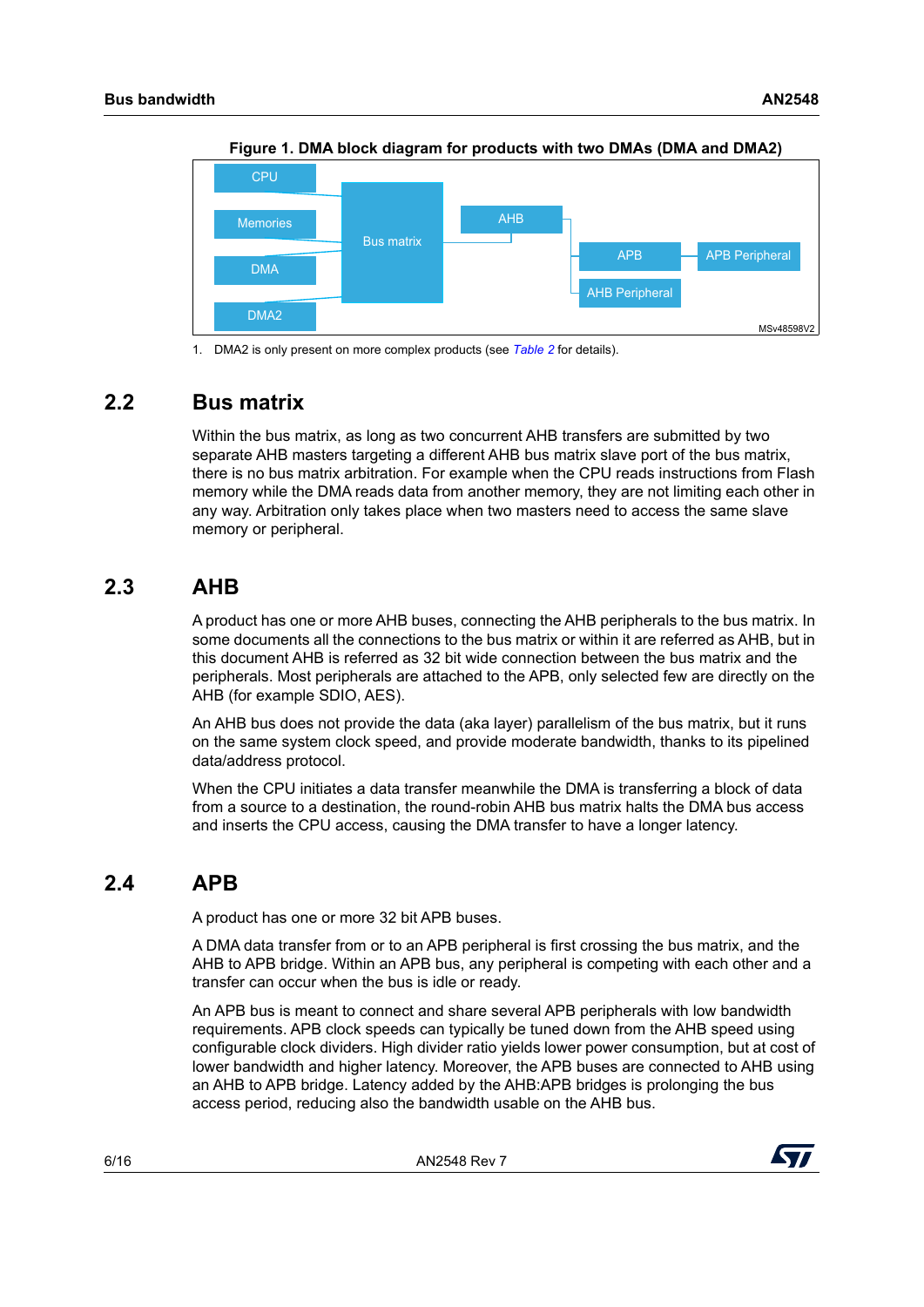**Figure 1. DMA block diagram for products with two DMAs (DMA and DMA2)**

1. DMA2 is only present on more complex products (see *Table 2* for details).

## 2.2 Bus matrix

Within the bus matrix, as long as two concurrent AHB transfers are submitted by two separate AHB masters targeting a different AHB bus matrix slave port of the bus matrix, there is no bus matrix arbitration. For example when the CPU reads instructions from Flash memory while the DMA reads data from another memory, they are not limiting each other in any way. Arbitration only takes place when two masters need to access the same slave memory or peripheral.

## 2.3 AHB

A product has one or more AHB buses, connecting the AHB peripherals to the bus matrix. In some documents all the connections to the bus matrix or within it are referred as AHB, but in this document AHB is referred as 32 bit wide connection between the bus matrix and the peripherals. Most peripherals are attached to the APB, only selected few are directly on the AHB (for example SDIO, AES).

An AHB bus does not provide the data (aka layer) parallelism of the bus matrix, but it runs on the same system clock speed, and provide moderate bandwidth, thanks to its pipelined data/address protocol.

When the CPU initiates a data transfer meanwhile the DMA is transferring a block of data from a source to a destination, the round-robin AHB bus matrix halts the DMA bus access and inserts the CPU access, causing the DMA transfer to have a longer latency.

## 2.4 APB

A product has one or more 32 bit APB buses.

A DMA data transfer from or to an APB peripheral is first crossing the bus matrix, and the AHB to APB bridge. Within an APB bus, any peripheral is competing with each other and a transfer can occur when the bus is idle or ready.

An APB bus is meant to connect and share several APB peripherals with low bandwidth requirements. APB clock speeds can typically be tuned down from the AHB speed using configurable clock dividers. High divider ratio yields lower power consumption, but at cost of lower bandwidth and higher latency. Moreover, the APB buses are connected to AHB using an AHB to APB bridge. Latency added by the AHB:APB bridges is prolonging the bus access period, reducing also the bandwidth usable on the AHB bus.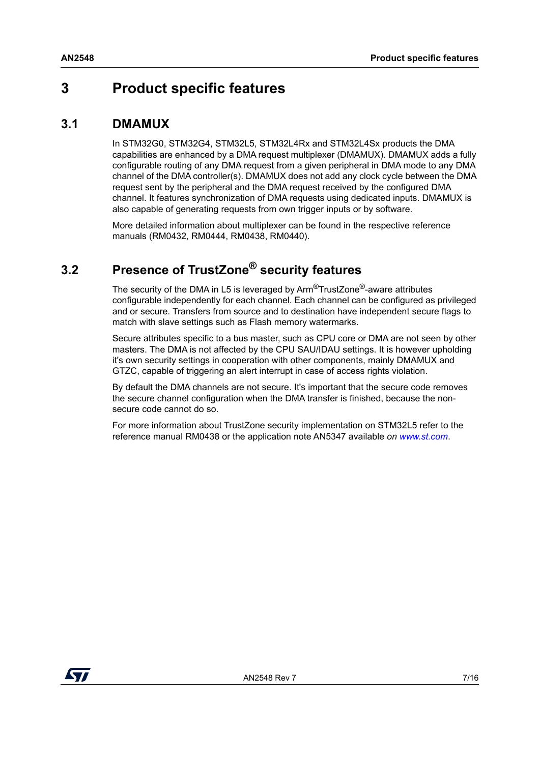# 3 Product specific features

## 3.1 DMAMUX

In STM32G0, STM32G4, STM32L5, STM32L4Rx and STM32L4Sx products the DMA capabilities are enhanced by a DMA request multiplexer (DMAMUX). DMAMUX adds a fully configurable routing of any DMA request from a given peripheral in DMA mode to any DMA channel of the DMA controller(s). DMAMUX does not add any clock cycle between the DMA request sent by the peripheral and the DMA request received by the configured DMA channel. It features synchronization of DMA requests using dedicated inputs. DMAMUX is also capable of generating requests from own trigger inputs or by software.

More detailed information about multiplexer can be found in the respective reference manuals (RM0432, RM0444, RM0438, RM0440).

## 3.2 Presence of TrustZone® security features

The security of the DMA in L5 is leveraged by Arm®TrustZone®-aware attributes configurable independently for each channel. Each channel can be configured as privileged and or secure. Transfers from source and to destination have independent secure flags to match with slave settings such as Flash memory watermarks.

Secure attributes specific to a bus master, such as CPU core or DMA are not seen by other masters. The DMA is not affected by the CPU SAU/IDAU settings. It is however upholding it's own security settings in cooperation with other components, mainly DMAMUX and GTZC, capable of triggering an alert interrupt in case of access rights violation.

By default the DMA channels are not secure. It's important that the secure code removes the secure channel configuration when the DMA transfer is finished, because the non-secure code cannot do so.

For more information about TrustZone security implementation on STM32L5 refer to the reference manual RM0438 or the application note AN5347 available *on www.st.com*.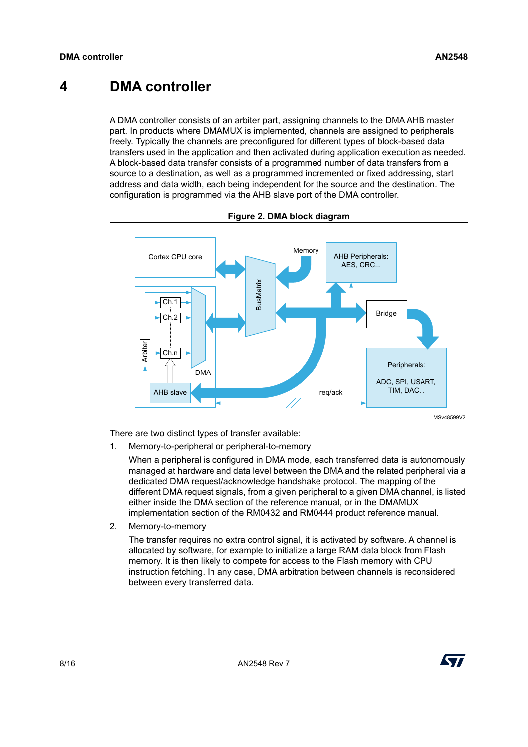# 4 DMA controller

A DMA controller consists of an arbiter part, assigning channels to the DMA AHB master part. In products where DMAMUX is implemented, channels are assigned to peripherals freely. Typically the channels are preconfigured for different types of block-based data transfers used in the application and then activated during application execution as needed. A block-based data transfer consists of a programmed number of data transfers from a source to a destination, as well as a programmed incremented or fixed addressing, start address and data width, each being independent for the source and the destination. The configuration is programmed via the AHB slave port of the DMA controller.

**Figure 2. DMA block diagram**

There are two distinct types of transfer available:

1. Memory-to-peripheral or peripheral-to-memory

   When a peripheral is configured in DMA mode, each transferred data is autonomously managed at hardware and data level between the DMA and the related peripheral via a dedicated DMA request/acknowledge handshake protocol. The mapping of the different DMA request signals, from a given peripheral to a given DMA channel, is listed either inside the DMA section of the reference manual, or in the DMAMUX implementation section of the RM0432 and RM0444 product reference manual.

2. Memory-to-memory

   The transfer requires no extra control signal, it is activated by software. A channel is allocated by software, for example to initialize a large RAM data block from Flash memory. It is then likely to compete for access to the Flash memory with CPU instruction fetching. In any case, DMA arbitration between channels is reconsidered between every transferred data.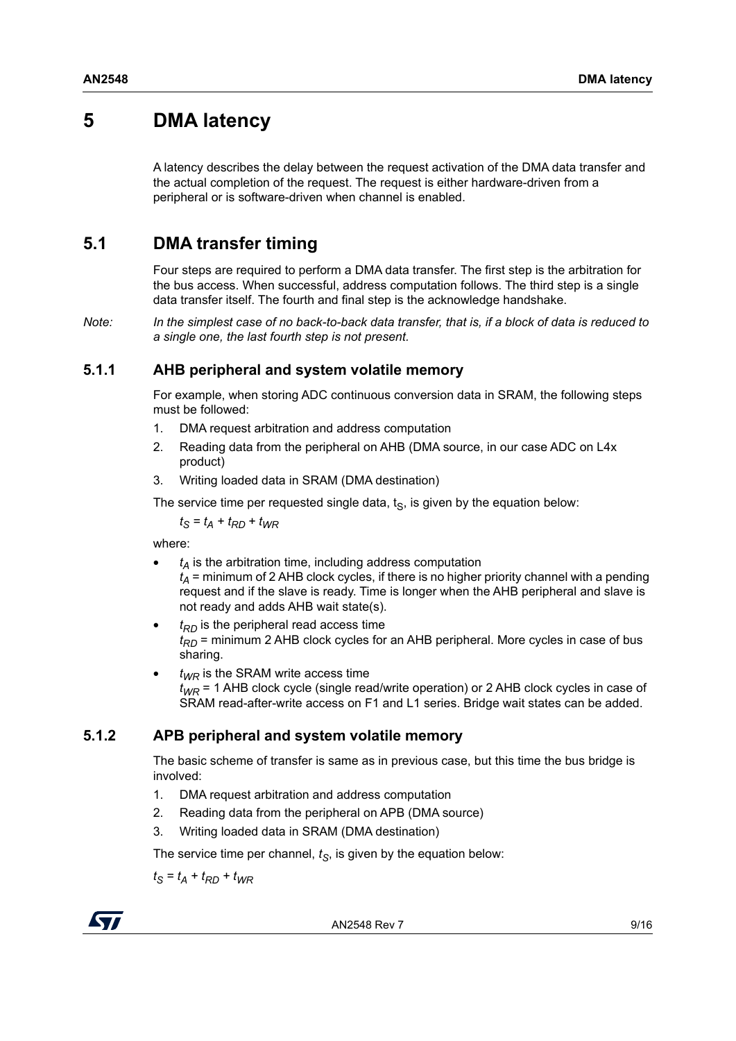# 5 DMA latency

A latency describes the delay between the request activation of the DMA data transfer and the actual completion of the request. The request is either hardware-driven from a peripheral or is software-driven when channel is enabled.

## 5.1 DMA transfer timing

Four steps are required to perform a DMA data transfer. The first step is the arbitration for the bus access. When successful, address computation follows. The third step is a single data transfer itself. The fourth and final step is the acknowledge handshake.

*Note: In the simplest case of no back-to-back data transfer, that is, if a block of data is reduced to a single one, the last fourth step is not present.*

### 5.1.1 AHB peripheral and system volatile memory

For example, when storing ADC continuous conversion data in SRAM, the following steps must be followed:

1. DMA request arbitration and address computation
2. Reading data from the peripheral on AHB (DMA source, in our case ADC on L4x product)
3. Writing loaded data in SRAM (DMA destination)

The service time per requested single data, $t_S$, is given by the equation below:

$$t_S = t_A + t_{RD} + t_{WR}$$

where:

- $t_A$ is the arbitration time, including address computation
  $t_A$ = minimum of 2 AHB clock cycles, if there is no higher priority channel with a pending request and if the slave is ready. Time is longer when the AHB peripheral and slave is not ready and adds AHB wait state(s).
- $t_{RD}$ is the peripheral read access time
  $t_{RD}$ = minimum 2 AHB clock cycles for an AHB peripheral. More cycles in case of bus sharing.
- $t_{WR}$ is the SRAM write access time
  $t_{WR}$ = 1 AHB clock cycle (single read/write operation) or 2 AHB clock cycles in case of SRAM read-after-write access on F1 and L1 series. Bridge wait states can be added.

### 5.1.2 APB peripheral and system volatile memory

The basic scheme of transfer is same as in previous case, but this time the bus bridge is involved:

1. DMA request arbitration and address computation
2. Reading data from the peripheral on APB (DMA source)
3. Writing loaded data in SRAM (DMA destination)

The service time per channel, $t_S$, is given by the equation below:

$$t_S = t_A + t_{RD} + t_{WR}$$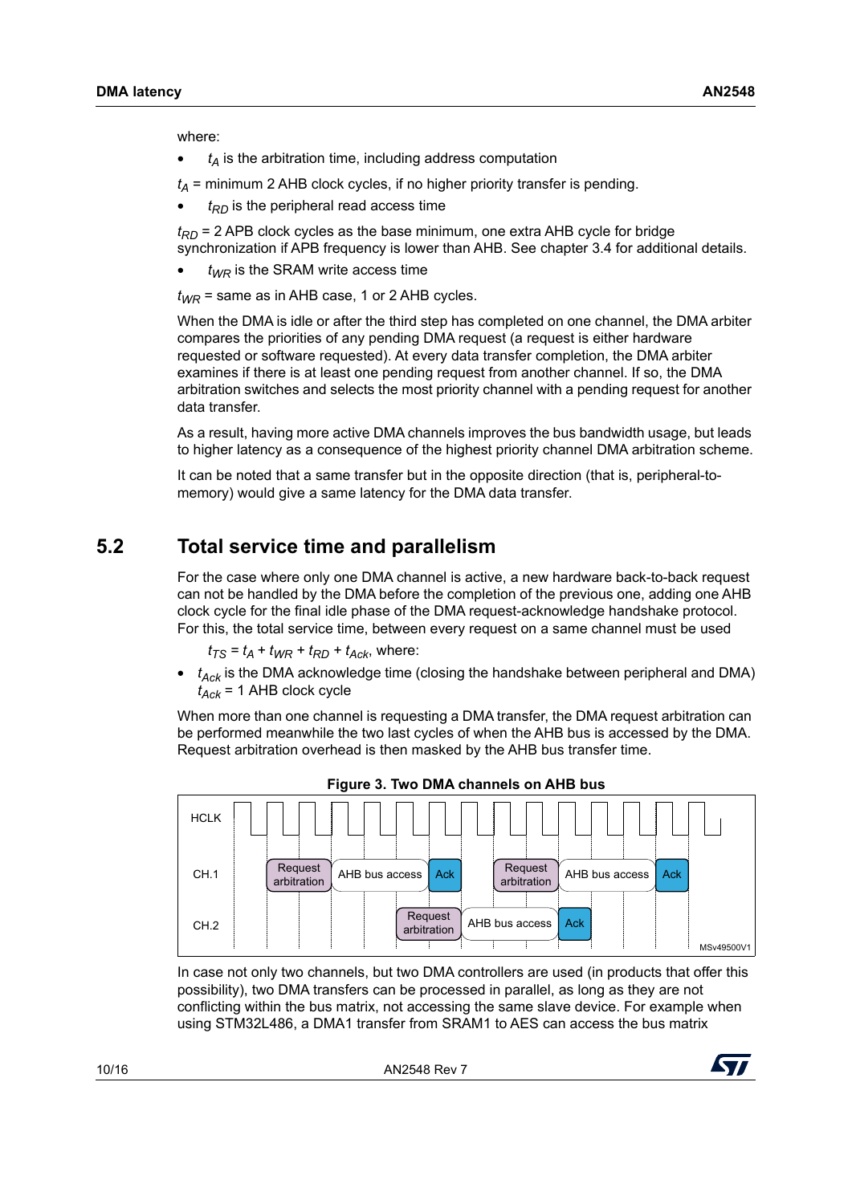where:

- $t_A$ is the arbitration time, including address computation

$t_A$ = minimum 2 AHB clock cycles, if no higher priority transfer is pending.

- $t_{RD}$ is the peripheral read access time

$t_{RD}$ = 2 APB clock cycles as the base minimum, one extra AHB cycle for bridge synchronization if APB frequency is lower than AHB. See chapter 3.4 for additional details.

- $t_{WR}$ is the SRAM write access time

$t_{WR}$ = same as in AHB case, 1 or 2 AHB cycles.

When the DMA is idle or after the third step has completed on one channel, the DMA arbiter compares the priorities of any pending DMA request (a request is either hardware requested or software requested). At every data transfer completion, the DMA arbiter examines if there is at least one pending request from another channel. If so, the DMA arbitration switches and selects the most priority channel with a pending request for another data transfer.

As a result, having more active DMA channels improves the bus bandwidth usage, but leads to higher latency as a consequence of the highest priority channel DMA arbitration scheme.

It can be noted that a same transfer but in the opposite direction (that is, peripheral-to-memory) would give a same latency for the DMA data transfer.

## 5.2 Total service time and parallelism

For the case where only one DMA channel is active, a new hardware back-to-back request can not be handled by the DMA before the completion of the previous one, adding one AHB clock cycle for the final idle phase of the DMA request-acknowledge handshake protocol. For this, the total service time, between every request on a same channel must be used

$t_{TS} = t_A + t_{WR} + t_{RD} + t_{Ack}$, where:

- $t_{Ack}$ is the DMA acknowledge time (closing the handshake between peripheral and DMA) $t_{Ack}$ = 1 AHB clock cycle

When more than one channel is requesting a DMA transfer, the DMA request arbitration can be performed meanwhile the two last cycles of when the AHB bus is accessed by the DMA. Request arbitration overhead is then masked by the AHB bus transfer time.

**Figure 3. Two DMA channels on AHB bus**

In case not only two channels, but two DMA controllers are used (in products that offer this possibility), two DMA transfers can be processed in parallel, as long as they are not conflicting within the bus matrix, not accessing the same slave device. For example when using STM32L486, a DMA1 transfer from SRAM1 to AES can access the bus matrix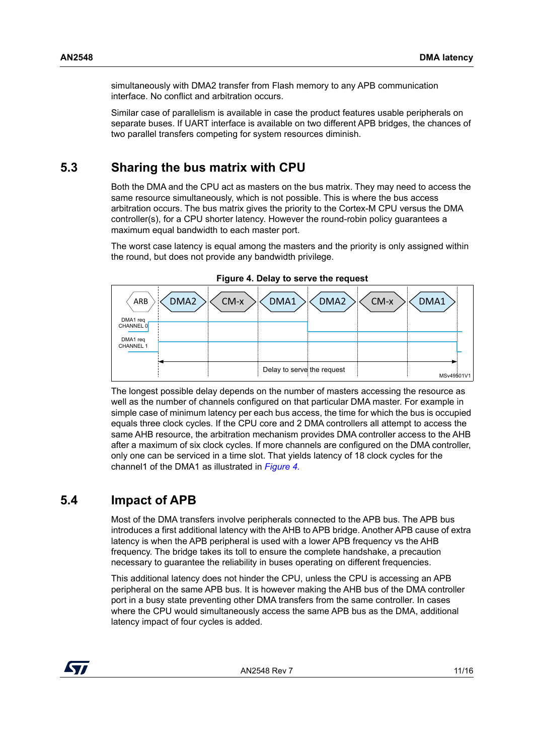simultaneously with DMA2 transfer from Flash memory to any APB communication interface. No conflict and arbitration occurs.

Similar case of parallelism is available in case the product features usable peripherals on separate buses. If UART interface is available on two different APB bridges, the chances of two parallel transfers competing for system resources diminish.

## 5.3 Sharing the bus matrix with CPU

Both the DMA and the CPU act as masters on the bus matrix. They may need to access the same resource simultaneously, which is not possible. This is where the bus access arbitration occurs. The bus matrix gives the priority to the Cortex-M CPU versus the DMA controller(s), for a CPU shorter latency. However the round-robin policy guarantees a maximum equal bandwidth to each master port.

The worst case latency is equal among the masters and the priority is only assigned within the round, but does not provide any bandwidth privilege.

**Figure 4. Delay to serve the request**

ARB | DMA2 | CM-x | DMA1 | DMA2 | CM-x | DMA1

DMA1 req CHANNEL 0

DMA1 req CHANNEL 1

Delay to serve the request

MSv49501V1

The longest possible delay depends on the number of masters accessing the resource as well as the number of channels configured on that particular DMA master. For example in simple case of minimum latency per each bus access, the time for which the bus is occupied equals three clock cycles. If the CPU core and 2 DMA controllers all attempt to access the same AHB resource, the arbitration mechanism provides DMA controller access to the AHB after a maximum of six clock cycles. If more channels are configured on the DMA controller, only one can be serviced in a time slot. That yields latency of 18 clock cycles for the channel1 of the DMA1 as illustrated in *Figure 4.*

## 5.4 Impact of APB

Most of the DMA transfers involve peripherals connected to the APB bus. The APB bus introduces a first additional latency with the AHB to APB bridge. Another APB cause of extra latency is when the APB peripheral is used with a lower APB frequency vs the AHB frequency. The bridge takes its toll to ensure the complete handshake, a precaution necessary to guarantee the reliability in buses operating on different frequencies.

This additional latency does not hinder the CPU, unless the CPU is accessing an APB peripheral on the same APB bus. It is however making the AHB bus of the DMA controller port in a busy state preventing other DMA transfers from the same controller. In cases where the CPU would simultaneously access the same APB bus as the DMA, additional latency impact of four cycles is added.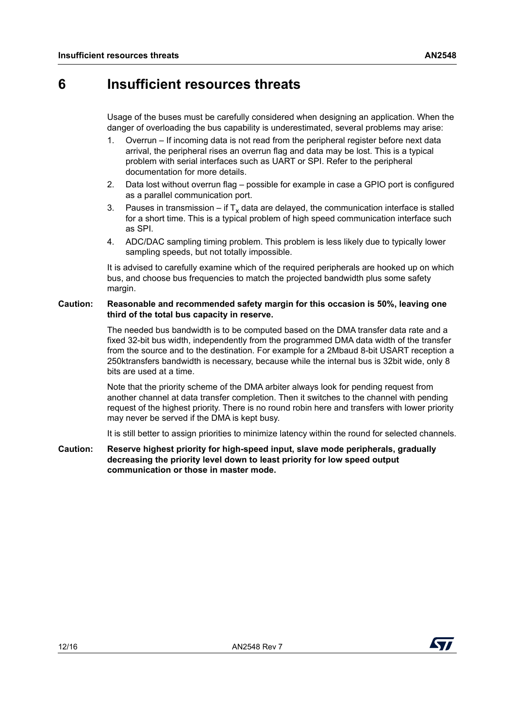# 6 Insufficient resources threats

Usage of the buses must be carefully considered when designing an application. When the danger of overloading the bus capability is underestimated, several problems may arise:

1. Overrun – If incoming data is not read from the peripheral register before next data arrival, the peripheral rises an overrun flag and data may be lost. This is a typical problem with serial interfaces such as UART or SPI. Refer to the peripheral documentation for more details.
2. Data lost without overrun flag – possible for example in case a GPIO port is configured as a parallel communication port.
3. Pauses in transmission – if $T_x$ data are delayed, the communication interface is stalled for a short time. This is a typical problem of high speed communication interface such as SPI.
4. ADC/DAC sampling timing problem. This problem is less likely due to typically lower sampling speeds, but not totally impossible.

It is advised to carefully examine which of the required peripherals are hooked up on which bus, and choose bus frequencies to match the projected bandwidth plus some safety margin.

**Caution: Reasonable and recommended safety margin for this occasion is 50%, leaving one third of the total bus capacity in reserve.**

The needed bus bandwidth is to be computed based on the DMA transfer data rate and a fixed 32-bit bus width, independently from the programmed DMA data width of the transfer from the source and to the destination. For example for a 2Mbaud 8-bit USART reception a 250ktransfers bandwidth is necessary, because while the internal bus is 32bit wide, only 8 bits are used at a time.

Note that the priority scheme of the DMA arbiter always look for pending request from another channel at data transfer completion. Then it switches to the channel with pending request of the highest priority. There is no round robin here and transfers with lower priority may never be served if the DMA is kept busy.

It is still better to assign priorities to minimize latency within the round for selected channels.

**Caution: Reserve highest priority for high-speed input, slave mode peripherals, gradually decreasing the priority level down to least priority for low speed output communication or those in master mode.**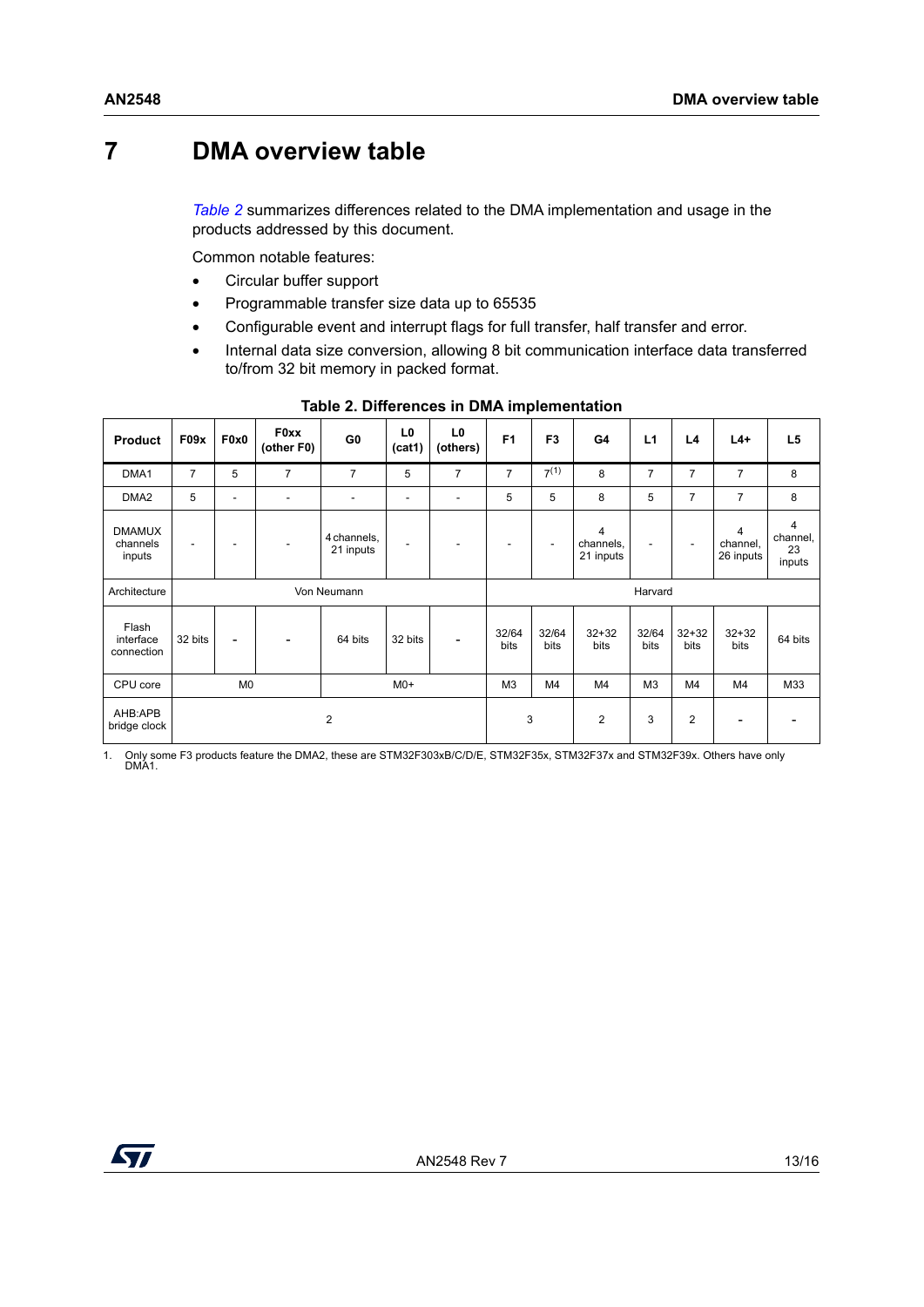# 7 DMA overview table

*Table 2* summarizes differences related to the DMA implementation and usage in the products addressed by this document.

Common notable features:

- Circular buffer support
- Programmable transfer size data up to 65535
- Configurable event and interrupt flags for full transfer, half transfer and error.
- Internal data size conversion, allowing 8 bit communication interface data transferred to/from 32 bit memory in packed format.

**Table 2. Differences in DMA implementation**

| Product | F09x | F0x0 | F0xx (other F0) | G0 | L0 (cat1) | L0 (others) | F1 | F3 | G4 | L1 | L4 | L4+ | L5 |
|---|---|---|---|---|---|---|---|---|---|---|---|---|---|
| DMA1 | 7 | 5 | 7 | 7 | 5 | 7 | 7 | 7[(1)] | 8 | 7 | 7 | 7 | 8 |
| DMA2 | 5 | - | - | - | - | - | 5 | 5 | 8 | 5 | 7 | 7 | 8 |
| DMAMUX channels inputs | - | - | - | 4 channels, 21 inputs | - | - | - | - | 4 channels, 21 inputs | - | - | 4 channel, 26 inputs | 4 channel, 23 inputs |
| Architecture | Von Neumann | | | | | | Harvard | | | | | | |
| Flash interface connection | 32 bits | - | - | 64 bits | 32 bits | - | 32/64 bits | 32/64 bits | 32+32 bits | 32/64 bits | 32+32 bits | 32+32 bits | 64 bits |
| CPU core | M0 | | | M0+ | | | M3 | M4 | M4 | M3 | M4 | M4 | M33 |
| AHB:APB bridge clock | 2 | | | | | | 3 | | 2 | 3 | 2 | - | - |

1. Only some F3 products feature the DMA2, these are STM32F303xB/C/D/E, STM32F35x, STM32F37x and STM32F39x. Others have only DMA1.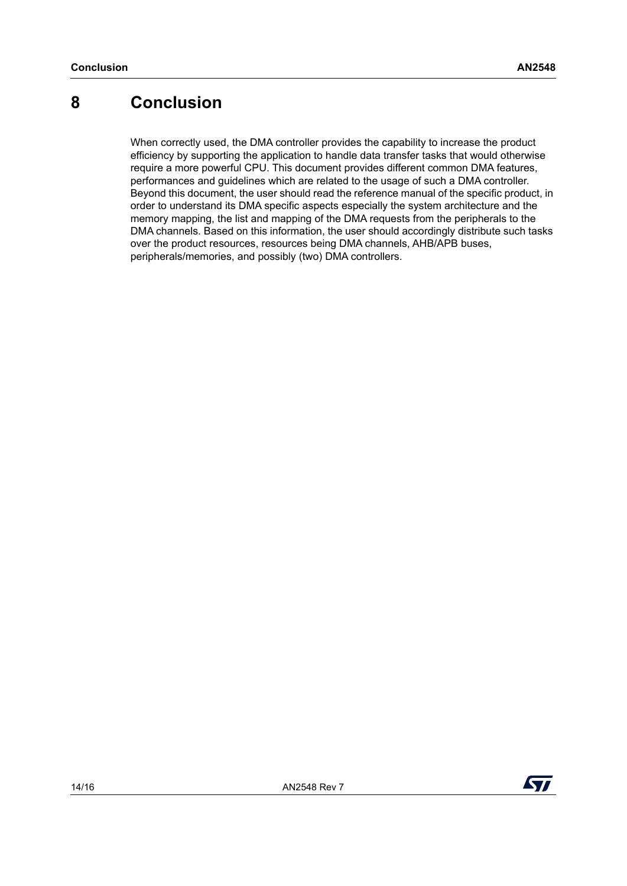# 8 Conclusion

When correctly used, the DMA controller provides the capability to increase the product efficiency by supporting the application to handle data transfer tasks that would otherwise require a more powerful CPU. This document provides different common DMA features, performances and guidelines which are related to the usage of such a DMA controller. Beyond this document, the user should read the reference manual of the specific product, in order to understand its DMA specific aspects especially the system architecture and the memory mapping, the list and mapping of the DMA requests from the peripherals to the DMA channels. Based on this information, the user should accordingly distribute such tasks over the product resources, resources being DMA channels, AHB/APB buses, peripherals/memories, and possibly (two) DMA controllers.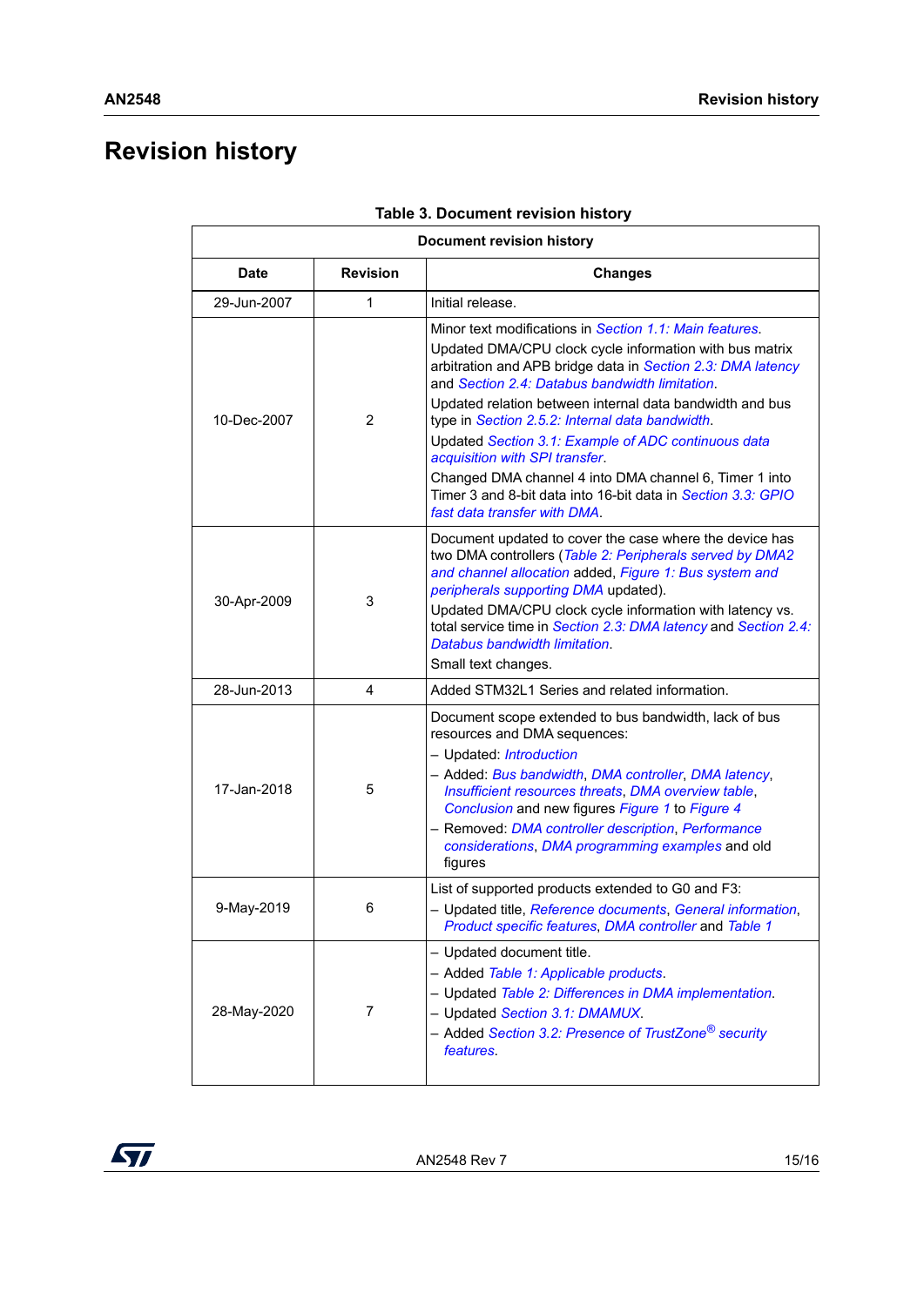# Revision history

**Table 3. Document revision history**

| Date | Revision | Changes |
|---|---|---|
| 29-Jun-2007 | 1 | Initial release. |
| 10-Dec-2007 | 2 | Minor text modifications in *Section 1.1: Main features*.<br>Updated DMA/CPU clock cycle information with bus matrix arbitration and APB bridge data in *Section 2.3: DMA latency* and *Section 2.4: Databus bandwidth limitation*.<br>Updated relation between internal data bandwidth and bus type in *Section 2.5.2: Internal data bandwidth*.<br>Updated *Section 3.1: Example of ADC continuous data acquisition with SPI transfer*.<br>Changed DMA channel 4 into DMA channel 6, Timer 1 into Timer 3 and 8-bit data into 16-bit data in *Section 3.3: GPIO fast data transfer with DMA*. |
| 30-Apr-2009 | 3 | Document updated to cover the case where the device has two DMA controllers (*Table 2: Peripherals served by DMA2 and channel allocation* added, *Figure 1: Bus system and peripherals supporting DMA* updated).<br>Updated DMA/CPU clock cycle information with latency vs. total service time in *Section 2.3: DMA latency* and *Section 2.4: Databus bandwidth limitation*.<br>Small text changes. |
| 28-Jun-2013 | 4 | Added STM32L1 Series and related information. |
| 17-Jan-2018 | 5 | Document scope extended to bus bandwidth, lack of bus resources and DMA sequences:<br>– Updated: *Introduction*<br>– Added: *Bus bandwidth*, *DMA controller*, *DMA latency*, *Insufficient resources threats*, *DMA overview table*, *Conclusion* and new figures *Figure 1* to *Figure 4*<br>– Removed: *DMA controller description*, *Performance considerations*, *DMA programming examples* and old figures |
| 9-May-2019 | 6 | List of supported products extended to G0 and F3:<br>– Updated title, *Reference documents*, *General information*, *Product specific features*, *DMA controller* and *Table 1* |
| 28-May-2020 | 7 | – Updated document title.<br>– Added *Table 1: Applicable products*.<br>– Updated *Table 2: Differences in DMA implementation*.<br>– Updated *Section 3.1: DMAMUX*.<br>– Added *Section 3.2: Presence of TrustZone® security features*. |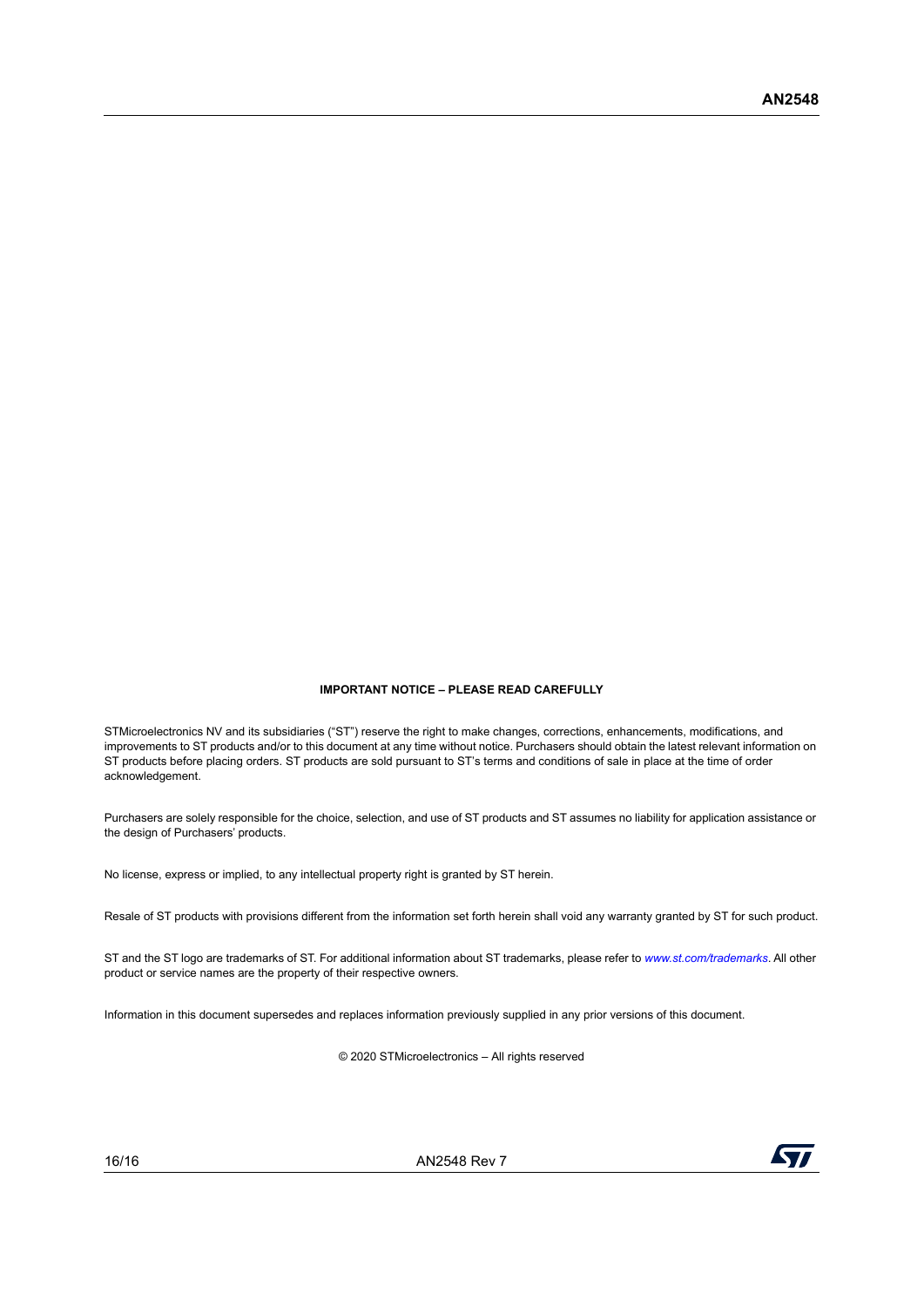**IMPORTANT NOTICE – PLEASE READ CAREFULLY**

STMicroelectronics NV and its subsidiaries (“ST”) reserve the right to make changes, corrections, enhancements, modifications, and improvements to ST products and/or to this document at any time without notice. Purchasers should obtain the latest relevant information on ST products before placing orders. ST products are sold pursuant to ST’s terms and conditions of sale in place at the time of order acknowledgement.

Purchasers are solely responsible for the choice, selection, and use of ST products and ST assumes no liability for application assistance or the design of Purchasers’ products.

No license, express or implied, to any intellectual property right is granted by ST herein.

Resale of ST products with provisions different from the information set forth herein shall void any warranty granted by ST for such product.

ST and the ST logo are trademarks of ST. For additional information about ST trademarks, please refer to *www.st.com/trademarks*. All other product or service names are the property of their respective owners.

Information in this document supersedes and replaces information previously supplied in any prior versions of this document.

© 2020 STMicroelectronics – All rights reserved